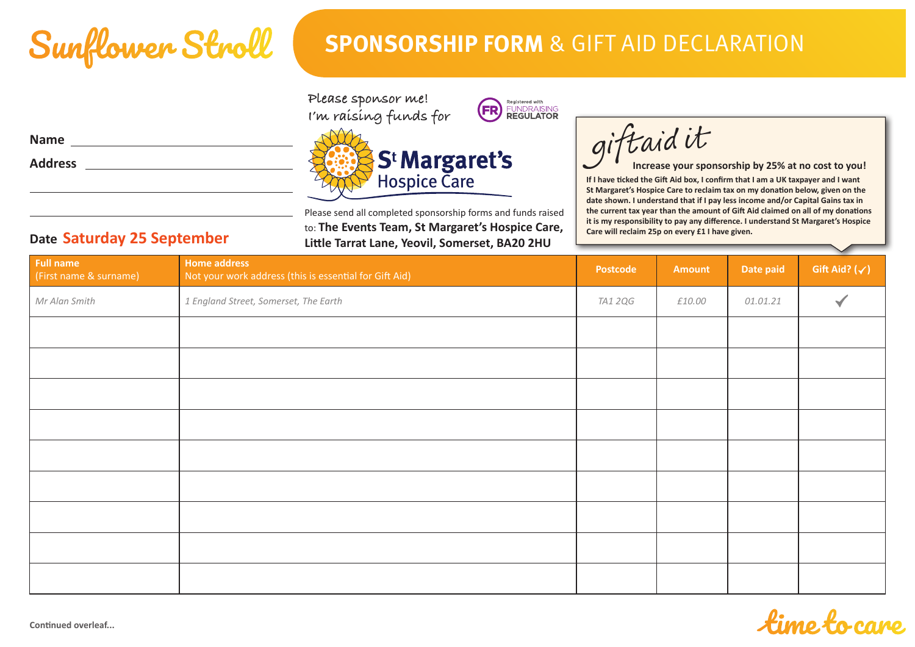# Sunflower Stroll

## SPONSORSHIP FORM & GIFT AID DECLARATION

Name ______________________________

Address ______________________________

______________________________

______________________________

**Date Saturday 25 September**

Please sponsor me!
I'm raising funds for

Registered with FUNDRAISING REGULATOR

**St Margaret's Hospice Care**

Please send all completed sponsorship forms and funds raised to: **The Events Team, St Margaret's Hospice Care, Little Tarrat Lane, Yeovil, Somerset, BA20 2HU**

*giftaid it*

**Increase your sponsorship by 25% at no cost to you!**

**If I have ticked the Gift Aid box, I confirm that I am a UK taxpayer and I want St Margaret's Hospice Care to reclaim tax on my donation below, given on the date shown. I understand that if I pay less income and/or Capital Gains tax in the current tax year than the amount of Gift Aid claimed on all of my donations it is my responsibility to pay any difference. I understand St Margaret's Hospice Care will reclaim 25p on every £1 I have given.**

| **Full name** (First name & surname) | **Home address** Not your work address (this is essential for Gift Aid) | **Postcode** | **Amount** | **Date paid** | **Gift Aid? (✓)** |
|---|---|---|---|---|---|
| *Mr Alan Smith* | *1 England Street, Somerset, The Earth* | *TA1 2QG* | *£10.00* | *01.01.21* | ✓ |
| | | | | | |
| | | | | | |
| | | | | | |
| | | | | | |
| | | | | | |
| | | | | | |
| | | | | | |
| | | | | | |
| | | | | | |

**Continued overleaf...**

time to care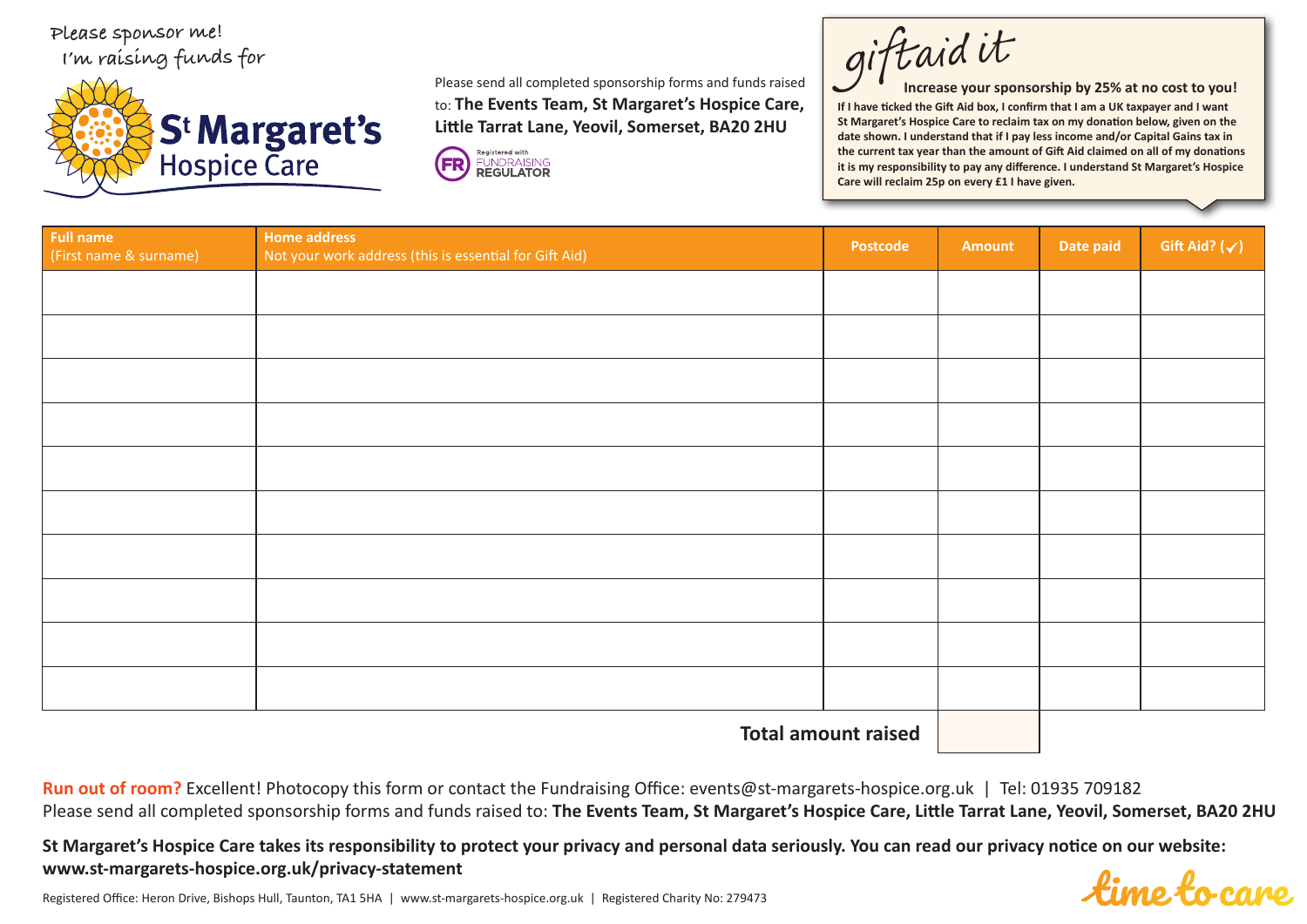Please sponsor me!
I'm raising funds for

**St Margaret's Hospice Care**

Please send all completed sponsorship forms and funds raised to: **The Events Team, St Margaret's Hospice Care, Little Tarrat Lane, Yeovil, Somerset, BA20 2HU**

Registered with FUNDRAISING REGULATOR

*giftaid it*

**Increase your sponsorship by 25% at no cost to you!**

**If I have ticked the Gift Aid box, I confirm that I am a UK taxpayer and I want St Margaret's Hospice Care to reclaim tax on my donation below, given on the date shown. I understand that if I pay less income and/or Capital Gains tax in the current tax year than the amount of Gift Aid claimed on all of my donations it is my responsibility to pay any difference. I understand St Margaret's Hospice Care will reclaim 25p on every £1 I have given.**

| **Full name** (First name & surname) | **Home address** Not your work address (this is essential for Gift Aid) | **Postcode** | **Amount** | **Date paid** | **Gift Aid? (✓)** |
|---|---|---|---|---|---|
| | | | | | |
| | | | | | |
| | | | | | |
| | | | | | |
| | | | | | |
| | | | | | |
| | | | | | |
| | | | | | |
| | | | | | |
| | | | | | |
| | | **Total amount raised** | | | |

**Run out of room?** Excellent! Photocopy this form or contact the Fundraising Office: events@st-margarets-hospice.org.uk | Tel: 01935 709182
Please send all completed sponsorship forms and funds raised to: **The Events Team, St Margaret's Hospice Care, Little Tarrat Lane, Yeovil, Somerset, BA20 2HU**

**St Margaret's Hospice Care takes its responsibility to protect your privacy and personal data seriously. You can read our privacy notice on our website: www.st-margarets-hospice.org.uk/privacy-statement**

Registered Office: Heron Drive, Bishops Hull, Taunton, TA1 5HA | www.st-margarets-hospice.org.uk | Registered Charity No: 279473

*time to care*